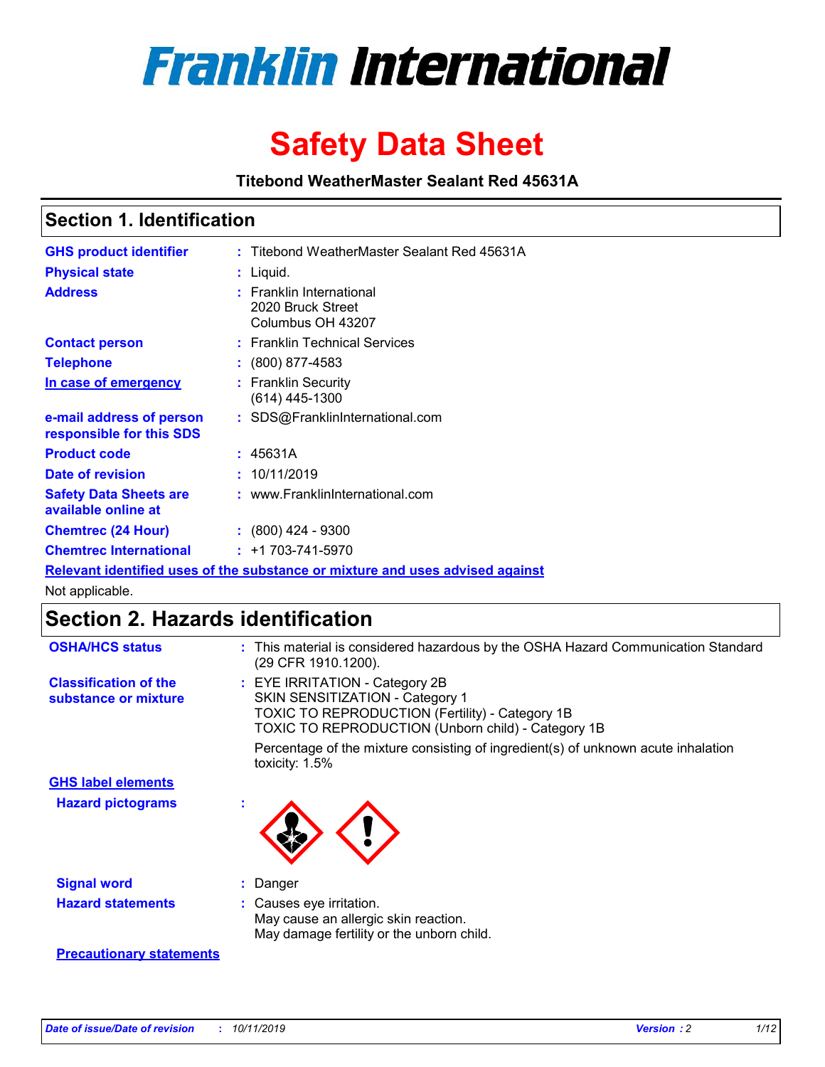# Franklin International

# Safety Data Sheet

**Titebond WeatherMaster Sealant Red 45631A**

## Section 1. Identification

| | | |
|---|---|---|
| **GHS product identifier** | : | Titebond WeatherMaster Sealant Red 45631A |
| **Physical state** | : | Liquid. |
| **Address** | : | Franklin International<br>2020 Bruck Street<br>Columbus OH 43207 |
| **Contact person** | : | Franklin Technical Services |
| **Telephone** | : | (800) 877-4583 |
| **In case of emergency** | : | Franklin Security<br>(614) 445-1300 |
| **e-mail address of person responsible for this SDS** | : | SDS@FranklinInternational.com |
| **Product code** | : | 45631A |
| **Date of revision** | : | 10/11/2019 |
| **Safety Data Sheets are available online at** | : | www.FranklinInternational.com |
| **Chemtrec (24 Hour)** | : | (800) 424 - 9300 |
| **Chemtrec International** | : | +1 703-741-5970 |

**Relevant identified uses of the substance or mixture and uses advised against**

Not applicable.

## Section 2. Hazards identification

**OSHA/HCS status** : This material is considered hazardous by the OSHA Hazard Communication Standard (29 CFR 1910.1200).

**Classification of the substance or mixture** : EYE IRRITATION - Category 2B
SKIN SENSITIZATION - Category 1
TOXIC TO REPRODUCTION (Fertility) - Category 1B
TOXIC TO REPRODUCTION (Unborn child) - Category 1B

Percentage of the mixture consisting of ingredient(s) of unknown acute inhalation toxicity: 1.5%

**GHS label elements**

**Hazard pictograms** :

**Signal word** : Danger

**Hazard statements** : Causes eye irritation.
May cause an allergic skin reaction.
May damage fertility or the unborn child.

**Precautionary statements**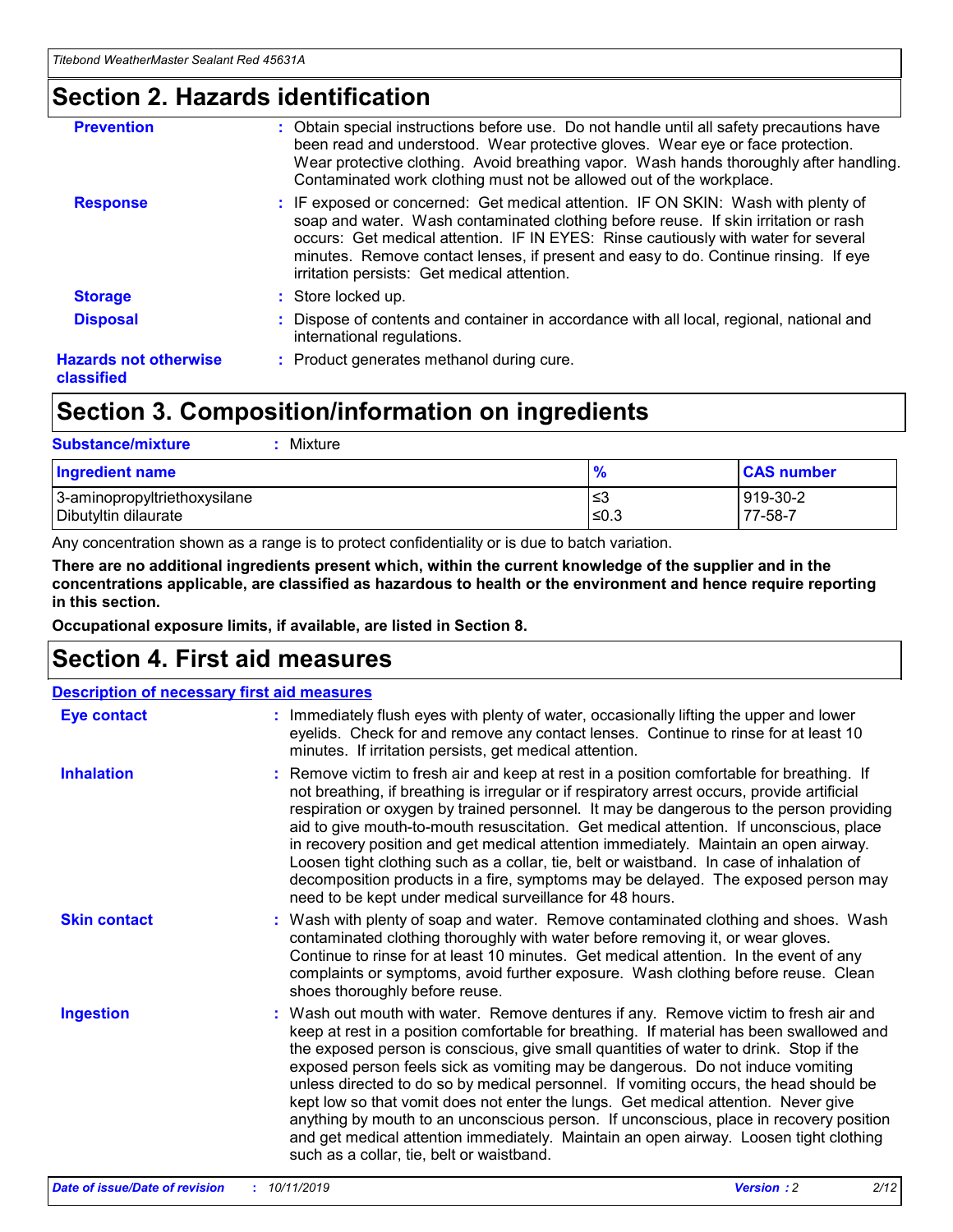## Section 2. Hazards identification

**Prevention** : Obtain special instructions before use. Do not handle until all safety precautions have been read and understood. Wear protective gloves. Wear eye or face protection. Wear protective clothing. Avoid breathing vapor. Wash hands thoroughly after handling. Contaminated work clothing must not be allowed out of the workplace.

**Response** : IF exposed or concerned: Get medical attention. IF ON SKIN: Wash with plenty of soap and water. Wash contaminated clothing before reuse. If skin irritation or rash occurs: Get medical attention. IF IN EYES: Rinse cautiously with water for several minutes. Remove contact lenses, if present and easy to do. Continue rinsing. If eye irritation persists: Get medical attention.

**Storage** : Store locked up.

**Disposal** : Dispose of contents and container in accordance with all local, regional, national and international regulations.

**Hazards not otherwise classified** : Product generates methanol during cure.

## Section 3. Composition/information on ingredients

**Substance/mixture** : Mixture

| Ingredient name | % | CAS number |
| --- | --- | --- |
| 3-aminopropyltriethoxysilane | ≤3 | 919-30-2 |
| Dibutyltin dilaurate | ≤0.3 | 77-58-7 |

Any concentration shown as a range is to protect confidentiality or is due to batch variation.

**There are no additional ingredients present which, within the current knowledge of the supplier and in the concentrations applicable, are classified as hazardous to health or the environment and hence require reporting in this section.**

**Occupational exposure limits, if available, are listed in Section 8.**

## Section 4. First aid measures

### Description of necessary first aid measures

**Eye contact** : Immediately flush eyes with plenty of water, occasionally lifting the upper and lower eyelids. Check for and remove any contact lenses. Continue to rinse for at least 10 minutes. If irritation persists, get medical attention.

**Inhalation** : Remove victim to fresh air and keep at rest in a position comfortable for breathing. If not breathing, if breathing is irregular or if respiratory arrest occurs, provide artificial respiration or oxygen by trained personnel. It may be dangerous to the person providing aid to give mouth-to-mouth resuscitation. Get medical attention. If unconscious, place in recovery position and get medical attention immediately. Maintain an open airway. Loosen tight clothing such as a collar, tie, belt or waistband. In case of inhalation of decomposition products in a fire, symptoms may be delayed. The exposed person may need to be kept under medical surveillance for 48 hours.

**Skin contact** : Wash with plenty of soap and water. Remove contaminated clothing and shoes. Wash contaminated clothing thoroughly with water before removing it, or wear gloves. Continue to rinse for at least 10 minutes. Get medical attention. In the event of any complaints or symptoms, avoid further exposure. Wash clothing before reuse. Clean shoes thoroughly before reuse.

**Ingestion** : Wash out mouth with water. Remove dentures if any. Remove victim to fresh air and keep at rest in a position comfortable for breathing. If material has been swallowed and the exposed person is conscious, give small quantities of water to drink. Stop if the exposed person feels sick as vomiting may be dangerous. Do not induce vomiting unless directed to do so by medical personnel. If vomiting occurs, the head should be kept low so that vomit does not enter the lungs. Get medical attention. Never give anything by mouth to an unconscious person. If unconscious, place in recovery position and get medical attention immediately. Maintain an open airway. Loosen tight clothing such as a collar, tie, belt or waistband.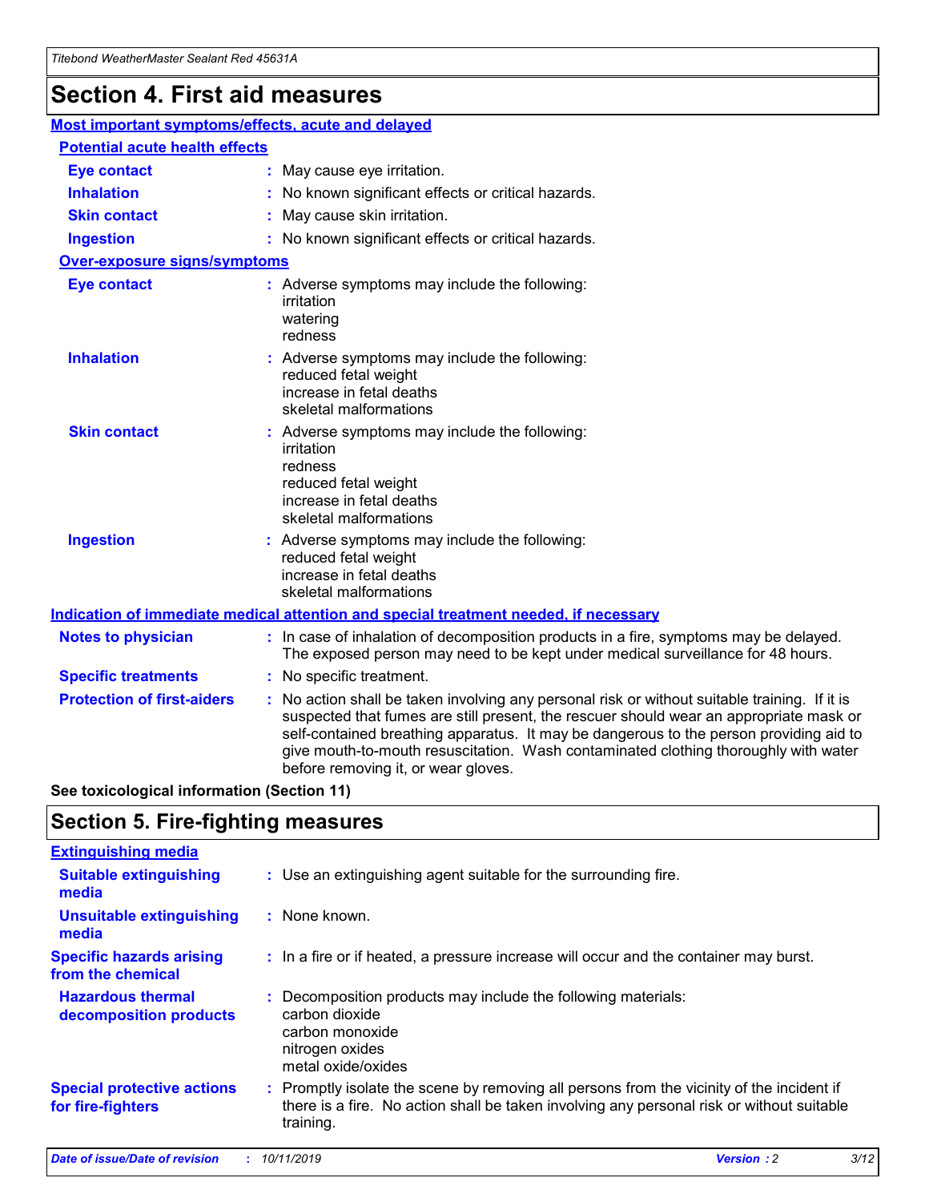# Section 4. First aid measures

## Most important symptoms/effects, acute and delayed

### Potential acute health effects

**Eye contact** : May cause eye irritation.

**Inhalation** : No known significant effects or critical hazards.

**Skin contact** : May cause skin irritation.

**Ingestion** : No known significant effects or critical hazards.

### Over-exposure signs/symptoms

**Eye contact** : Adverse symptoms may include the following:
irritation
watering
redness

**Inhalation** : Adverse symptoms may include the following:
reduced fetal weight
increase in fetal deaths
skeletal malformations

**Skin contact** : Adverse symptoms may include the following:
irritation
redness
reduced fetal weight
increase in fetal deaths
skeletal malformations

**Ingestion** : Adverse symptoms may include the following:
reduced fetal weight
increase in fetal deaths
skeletal malformations

## Indication of immediate medical attention and special treatment needed, if necessary

**Notes to physician** : In case of inhalation of decomposition products in a fire, symptoms may be delayed. The exposed person may need to be kept under medical surveillance for 48 hours.

**Specific treatments** : No specific treatment.

**Protection of first-aiders** : No action shall be taken involving any personal risk or without suitable training. If it is suspected that fumes are still present, the rescuer should wear an appropriate mask or self-contained breathing apparatus. It may be dangerous to the person providing aid to give mouth-to-mouth resuscitation. Wash contaminated clothing thoroughly with water before removing it, or wear gloves.

**See toxicological information (Section 11)**

# Section 5. Fire-fighting measures

## Extinguishing media

**Suitable extinguishing media** : Use an extinguishing agent suitable for the surrounding fire.

**Unsuitable extinguishing media** : None known.

**Specific hazards arising from the chemical** : In a fire or if heated, a pressure increase will occur and the container may burst.

**Hazardous thermal decomposition products** : Decomposition products may include the following materials:
carbon dioxide
carbon monoxide
nitrogen oxides
metal oxide/oxides

**Special protective actions for fire-fighters** : Promptly isolate the scene by removing all persons from the vicinity of the incident if there is a fire. No action shall be taken involving any personal risk or without suitable training.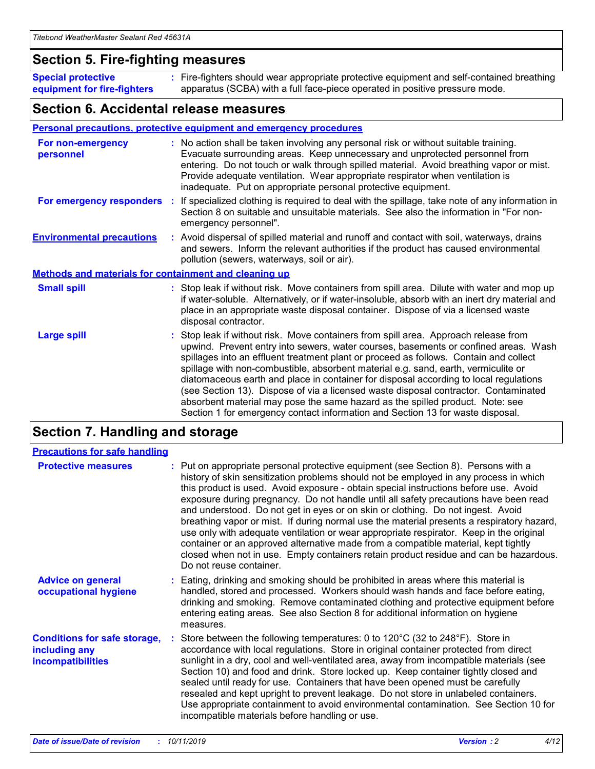## Section 5. Fire-fighting measures

**Special protective equipment for fire-fighters** : Fire-fighters should wear appropriate protective equipment and self-contained breathing apparatus (SCBA) with a full face-piece operated in positive pressure mode.

## Section 6. Accidental release measures

### Personal precautions, protective equipment and emergency procedures

**For non-emergency personnel** : No action shall be taken involving any personal risk or without suitable training. Evacuate surrounding areas. Keep unnecessary and unprotected personnel from entering. Do not touch or walk through spilled material. Avoid breathing vapor or mist. Provide adequate ventilation. Wear appropriate respirator when ventilation is inadequate. Put on appropriate personal protective equipment.

**For emergency responders** : If specialized clothing is required to deal with the spillage, take note of any information in Section 8 on suitable and unsuitable materials. See also the information in "For non-emergency personnel".

**Environmental precautions** : Avoid dispersal of spilled material and runoff and contact with soil, waterways, drains and sewers. Inform the relevant authorities if the product has caused environmental pollution (sewers, waterways, soil or air).

### Methods and materials for containment and cleaning up

**Small spill** : Stop leak if without risk. Move containers from spill area. Dilute with water and mop up if water-soluble. Alternatively, or if water-insoluble, absorb with an inert dry material and place in an appropriate waste disposal container. Dispose of via a licensed waste disposal contractor.

**Large spill** : Stop leak if without risk. Move containers from spill area. Approach release from upwind. Prevent entry into sewers, water courses, basements or confined areas. Wash spillages into an effluent treatment plant or proceed as follows. Contain and collect spillage with non-combustible, absorbent material e.g. sand, earth, vermiculite or diatomaceous earth and place in container for disposal according to local regulations (see Section 13). Dispose of via a licensed waste disposal contractor. Contaminated absorbent material may pose the same hazard as the spilled product. Note: see Section 1 for emergency contact information and Section 13 for waste disposal.

## Section 7. Handling and storage

### Precautions for safe handling

**Protective measures** : Put on appropriate personal protective equipment (see Section 8). Persons with a history of skin sensitization problems should not be employed in any process in which this product is used. Avoid exposure - obtain special instructions before use. Avoid exposure during pregnancy. Do not handle until all safety precautions have been read and understood. Do not get in eyes or on skin or clothing. Do not ingest. Avoid breathing vapor or mist. If during normal use the material presents a respiratory hazard, use only with adequate ventilation or wear appropriate respirator. Keep in the original container or an approved alternative made from a compatible material, kept tightly closed when not in use. Empty containers retain product residue and can be hazardous. Do not reuse container.

**Advice on general occupational hygiene** : Eating, drinking and smoking should be prohibited in areas where this material is handled, stored and processed. Workers should wash hands and face before eating, drinking and smoking. Remove contaminated clothing and protective equipment before entering eating areas. See also Section 8 for additional information on hygiene measures.

**Conditions for safe storage, including any incompatibilities** : Store between the following temperatures: 0 to 120°C (32 to 248°F). Store in accordance with local regulations. Store in original container protected from direct sunlight in a dry, cool and well-ventilated area, away from incompatible materials (see Section 10) and food and drink. Store locked up. Keep container tightly closed and sealed until ready for use. Containers that have been opened must be carefully resealed and kept upright to prevent leakage. Do not store in unlabeled containers. Use appropriate containment to avoid environmental contamination. See Section 10 for incompatible materials before handling or use.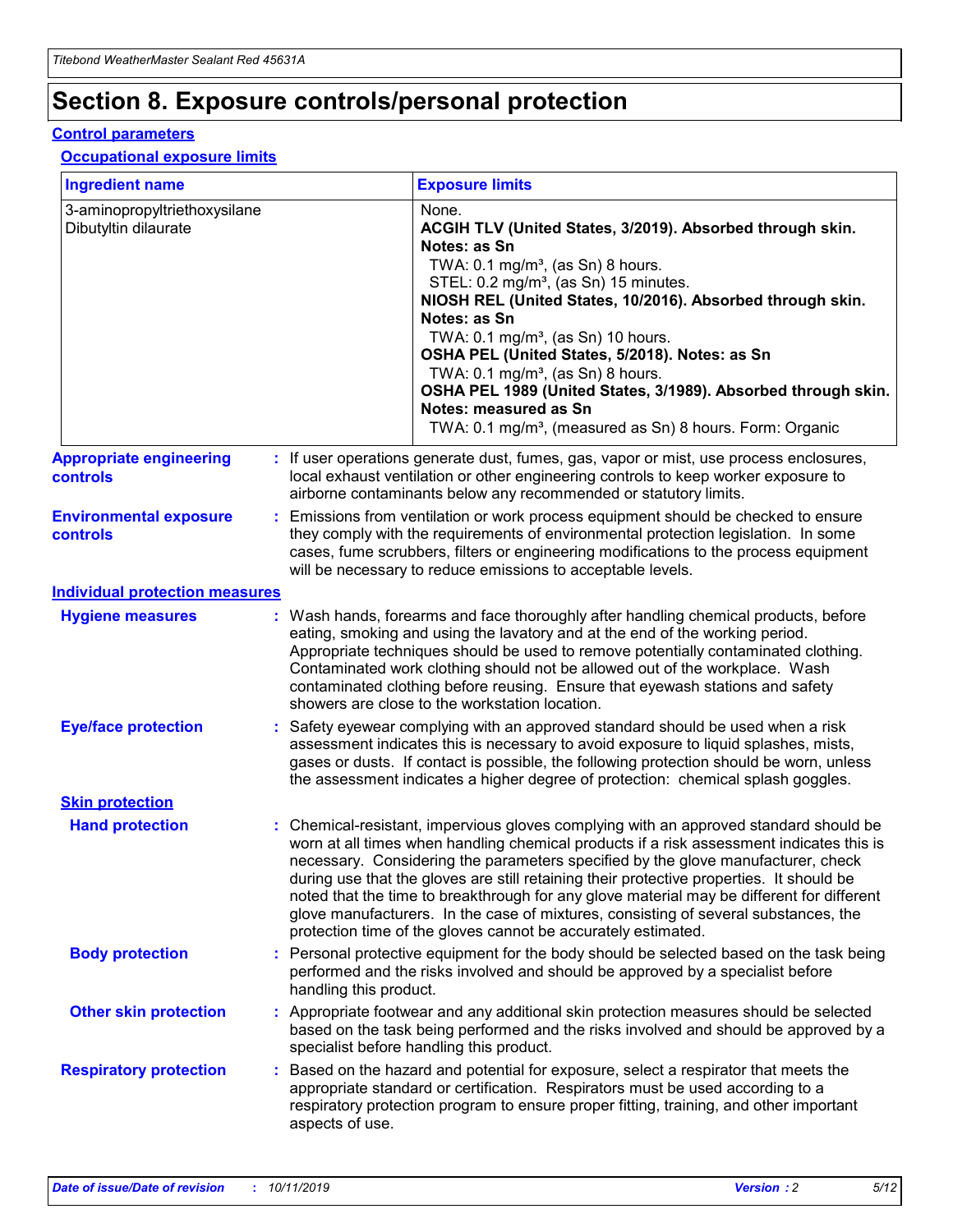# Section 8. Exposure controls/personal protection

## Control parameters

### Occupational exposure limits

| Ingredient name | Exposure limits |
| --- | --- |
| 3-aminopropyltriethoxysilane<br>Dibutyltin dilaurate | None.<br>**ACGIH TLV (United States, 3/2019). Absorbed through skin. Notes: as Sn**<br>TWA: 0.1 mg/m³, (as Sn) 8 hours.<br>STEL: 0.2 mg/m³, (as Sn) 15 minutes.<br>**NIOSH REL (United States, 10/2016). Absorbed through skin. Notes: as Sn**<br>TWA: 0.1 mg/m³, (as Sn) 10 hours.<br>**OSHA PEL (United States, 5/2018). Notes: as Sn**<br>TWA: 0.1 mg/m³, (as Sn) 8 hours.<br>**OSHA PEL 1989 (United States, 3/1989). Absorbed through skin. Notes: measured as Sn**<br>TWA: 0.1 mg/m³, (measured as Sn) 8 hours. Form: Organic |

**Appropriate engineering controls** : If user operations generate dust, fumes, gas, vapor or mist, use process enclosures, local exhaust ventilation or other engineering controls to keep worker exposure to airborne contaminants below any recommended or statutory limits.

**Environmental exposure controls** : Emissions from ventilation or work process equipment should be checked to ensure they comply with the requirements of environmental protection legislation. In some cases, fume scrubbers, filters or engineering modifications to the process equipment will be necessary to reduce emissions to acceptable levels.

## Individual protection measures

**Hygiene measures** : Wash hands, forearms and face thoroughly after handling chemical products, before eating, smoking and using the lavatory and at the end of the working period. Appropriate techniques should be used to remove potentially contaminated clothing. Contaminated work clothing should not be allowed out of the workplace. Wash contaminated clothing before reusing. Ensure that eyewash stations and safety showers are close to the workstation location.

**Eye/face protection** : Safety eyewear complying with an approved standard should be used when a risk assessment indicates this is necessary to avoid exposure to liquid splashes, mists, gases or dusts. If contact is possible, the following protection should be worn, unless the assessment indicates a higher degree of protection: chemical splash goggles.

### Skin protection

**Hand protection** : Chemical-resistant, impervious gloves complying with an approved standard should be worn at all times when handling chemical products if a risk assessment indicates this is necessary. Considering the parameters specified by the glove manufacturer, check during use that the gloves are still retaining their protective properties. It should be noted that the time to breakthrough for any glove material may be different for different glove manufacturers. In the case of mixtures, consisting of several substances, the protection time of the gloves cannot be accurately estimated.

**Body protection** : Personal protective equipment for the body should be selected based on the task being performed and the risks involved and should be approved by a specialist before handling this product.

**Other skin protection** : Appropriate footwear and any additional skin protection measures should be selected based on the task being performed and the risks involved and should be approved by a specialist before handling this product.

**Respiratory protection** : Based on the hazard and potential for exposure, select a respirator that meets the appropriate standard or certification. Respirators must be used according to a respiratory protection program to ensure proper fitting, training, and other important aspects of use.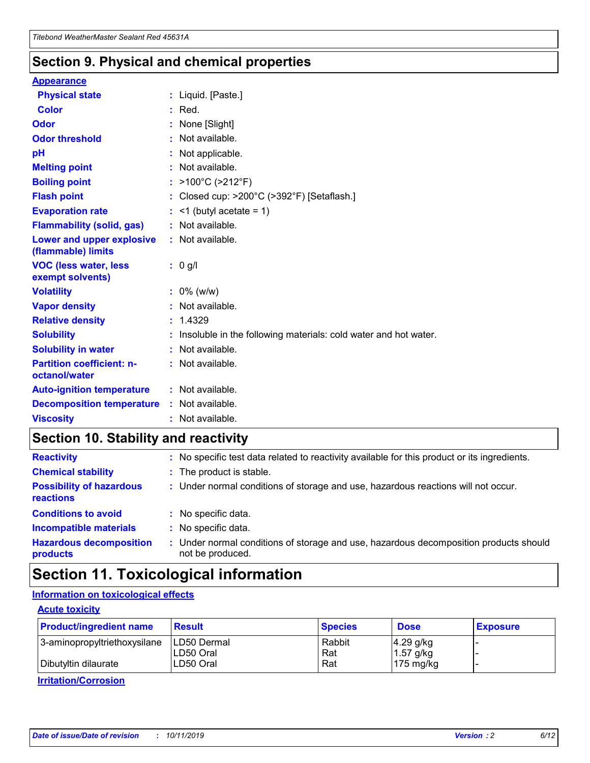## Section 9. Physical and chemical properties

### Appearance

| | | |
|---|---|---|
| **Physical state** | : | Liquid. [Paste.] |
| **Color** | : | Red. |
| **Odor** | : | None [Slight] |
| **Odor threshold** | : | Not available. |
| **pH** | : | Not applicable. |
| **Melting point** | : | Not available. |
| **Boiling point** | : | >100°C (>212°F) |
| **Flash point** | : | Closed cup: >200°C (>392°F) [Setaflash.] |
| **Evaporation rate** | : | <1 (butyl acetate = 1) |
| **Flammability (solid, gas)** | : | Not available. |
| **Lower and upper explosive (flammable) limits** | : | Not available. |
| **VOC (less water, less exempt solvents)** | : | 0 g/l |
| **Volatility** | : | 0% (w/w) |
| **Vapor density** | : | Not available. |
| **Relative density** | : | 1.4329 |
| **Solubility** | : | Insoluble in the following materials: cold water and hot water. |
| **Solubility in water** | : | Not available. |
| **Partition coefficient: n-octanol/water** | : | Not available. |
| **Auto-ignition temperature** | : | Not available. |
| **Decomposition temperature** | : | Not available. |
| **Viscosity** | : | Not available. |

## Section 10. Stability and reactivity

| | | |
|---|---|---|
| **Reactivity** | : | No specific test data related to reactivity available for this product or its ingredients. |
| **Chemical stability** | : | The product is stable. |
| **Possibility of hazardous reactions** | : | Under normal conditions of storage and use, hazardous reactions will not occur. |
| **Conditions to avoid** | : | No specific data. |
| **Incompatible materials** | : | No specific data. |
| **Hazardous decomposition products** | : | Under normal conditions of storage and use, hazardous decomposition products should not be produced. |

## Section 11. Toxicological information

### Information on toxicological effects

#### Acute toxicity

| Product/ingredient name | Result | Species | Dose | Exposure |
|---|---|---|---|---|
| 3-aminopropyltriethoxysilane | LD50 Dermal | Rabbit | 4.29 g/kg | - |
| | LD50 Oral | Rat | 1.57 g/kg | - |
| Dibutyltin dilaurate | LD50 Oral | Rat | 175 mg/kg | - |

#### Irritation/Corrosion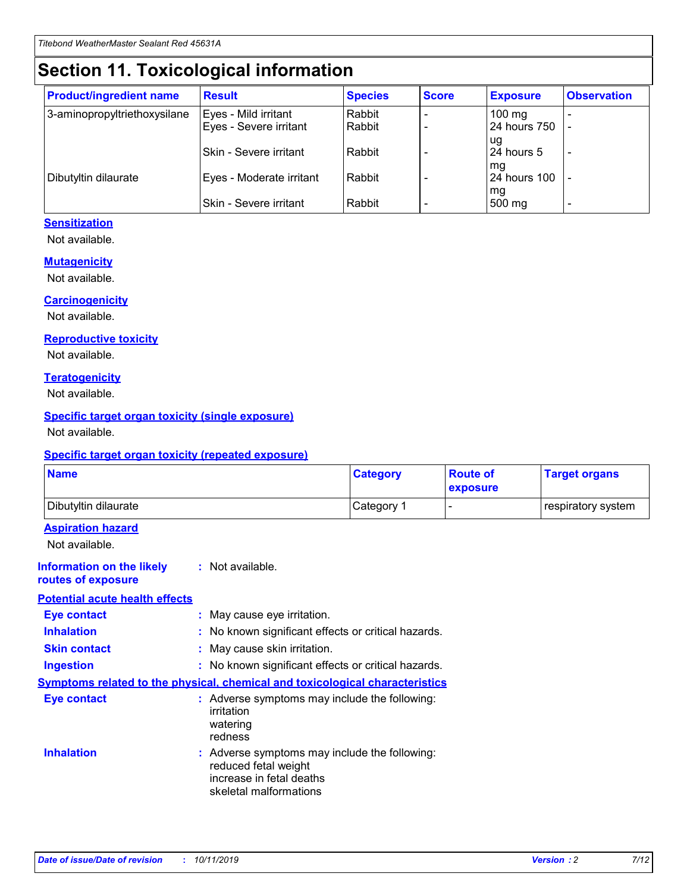# Section 11. Toxicological information

| Product/ingredient name | Result | Species | Score | Exposure | Observation |
|---|---|---|---|---|---|
| 3-aminopropyltriethoxysilane | Eyes - Mild irritant | Rabbit | - | 100 mg | - |
| | Eyes - Severe irritant | Rabbit | - | 24 hours 750 ug | - |
| | Skin - Severe irritant | Rabbit | - | 24 hours 5 mg | - |
| Dibutyltin dilaurate | Eyes - Moderate irritant | Rabbit | - | 24 hours 100 mg | - |
| | Skin - Severe irritant | Rabbit | - | 500 mg | - |

### Sensitization

Not available.

### Mutagenicity

Not available.

### Carcinogenicity

Not available.

### Reproductive toxicity

Not available.

### Teratogenicity

Not available.

### Specific target organ toxicity (single exposure)

Not available.

### Specific target organ toxicity (repeated exposure)

| Name | Category | Route of exposure | Target organs |
|---|---|---|---|
| Dibutyltin dilaurate | Category 1 | - | respiratory system |

### Aspiration hazard

Not available.

**Information on the likely routes of exposure** : Not available.

### Potential acute health effects

**Eye contact** : May cause eye irritation.

**Inhalation** : No known significant effects or critical hazards.

**Skin contact** : May cause skin irritation.

**Ingestion** : No known significant effects or critical hazards.

### Symptoms related to the physical, chemical and toxicological characteristics

**Eye contact** : Adverse symptoms may include the following:
irritation
watering
redness

**Inhalation** : Adverse symptoms may include the following:
reduced fetal weight
increase in fetal deaths
skeletal malformations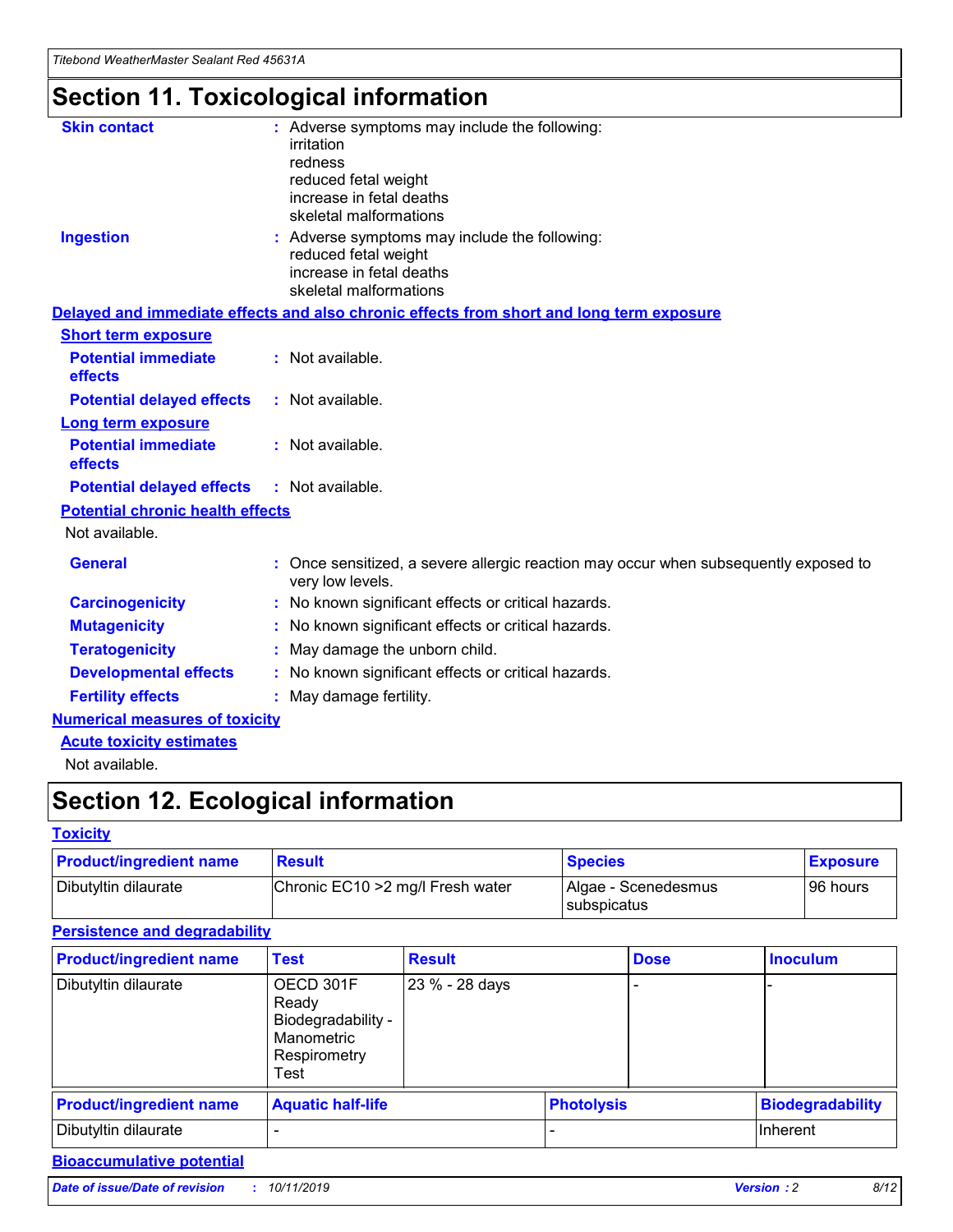# Section 11. Toxicological information

**Skin contact** : Adverse symptoms may include the following:
irritation
redness
reduced fetal weight
increase in fetal deaths
skeletal malformations

**Ingestion** : Adverse symptoms may include the following:
reduced fetal weight
increase in fetal deaths
skeletal malformations

**Delayed and immediate effects and also chronic effects from short and long term exposure**

**Short term exposure**

**Potential immediate effects** : Not available.

**Potential delayed effects** : Not available.

**Long term exposure**

**Potential immediate effects** : Not available.

**Potential delayed effects** : Not available.

**Potential chronic health effects**

Not available.

**General** : Once sensitized, a severe allergic reaction may occur when subsequently exposed to very low levels.

**Carcinogenicity** : No known significant effects or critical hazards.

**Mutagenicity** : No known significant effects or critical hazards.

**Teratogenicity** : May damage the unborn child.

**Developmental effects** : No known significant effects or critical hazards.

**Fertility effects** : May damage fertility.

**Numerical measures of toxicity**

**Acute toxicity estimates**

Not available.

# Section 12. Ecological information

**Toxicity**

| Product/ingredient name | Result | Species | Exposure |
| --- | --- | --- | --- |
| Dibutyltin dilaurate | Chronic EC10 >2 mg/l Fresh water | Algae - Scenedesmus subspicatus | 96 hours |

**Persistence and degradability**

| Product/ingredient name | Test | Result | Dose | Inoculum |
| --- | --- | --- | --- | --- |
| Dibutyltin dilaurate | OECD 301F Ready Biodegradability - Manometric Respirometry Test | 23 % - 28 days | - | - |

| Product/ingredient name | Aquatic half-life | Photolysis | Biodegradability |
| --- | --- | --- | --- |
| Dibutyltin dilaurate | - | - | Inherent |

**Bioaccumulative potential**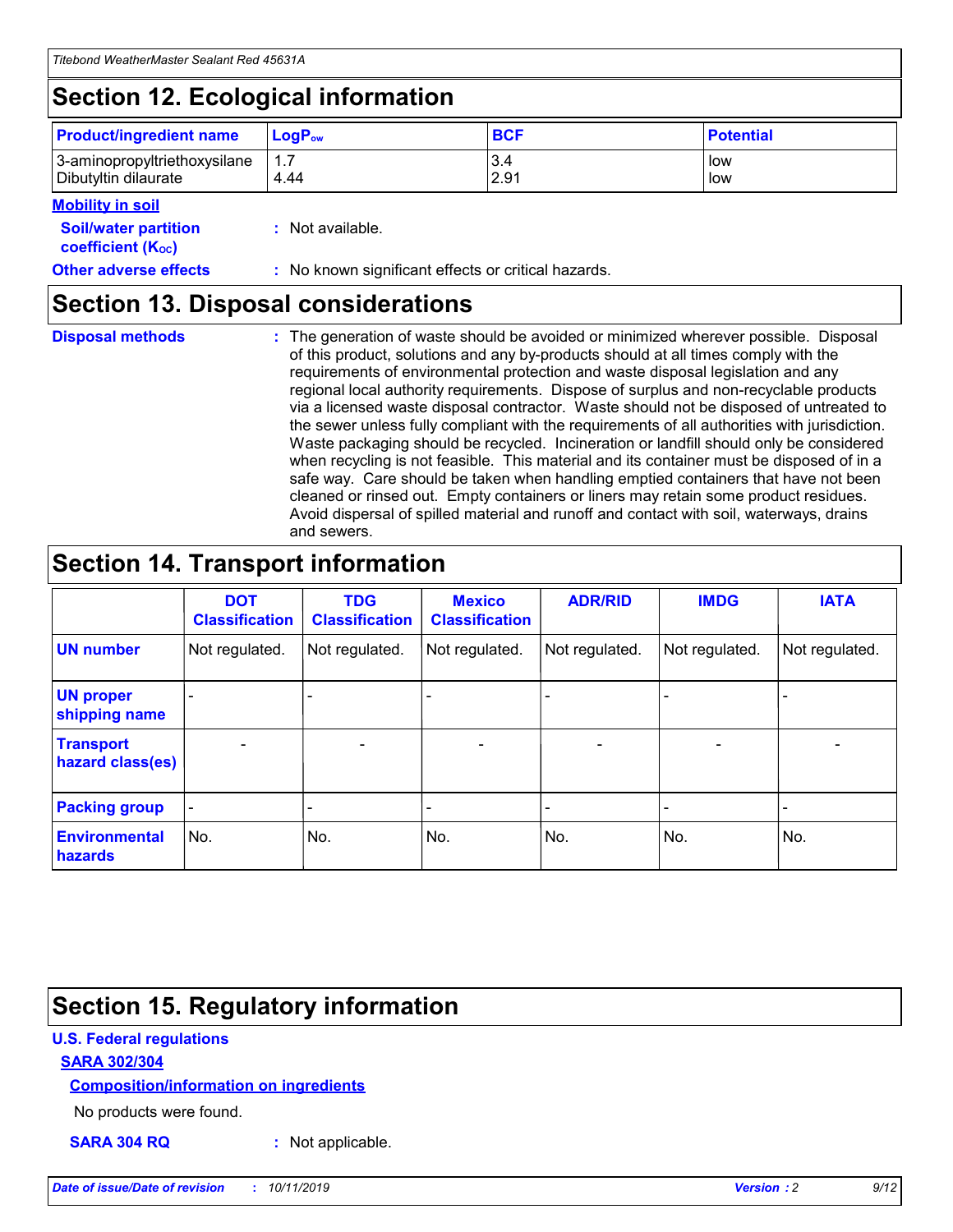## Section 12. Ecological information

| Product/ingredient name | $LogP_{ow}$ | BCF | Potential |
|---|---|---|---|
| 3-aminopropyltriethoxysilane | 1.7 | 3.4 | low |
| Dibutyltin dilaurate | 4.44 | 2.91 | low |

**Mobility in soil**

**Soil/water partition coefficient ($K_{OC}$)** : Not available.

**Other adverse effects** : No known significant effects or critical hazards.

## Section 13. Disposal considerations

**Disposal methods** : The generation of waste should be avoided or minimized wherever possible. Disposal of this product, solutions and any by-products should at all times comply with the requirements of environmental protection and waste disposal legislation and any regional local authority requirements. Dispose of surplus and non-recyclable products via a licensed waste disposal contractor. Waste should not be disposed of untreated to the sewer unless fully compliant with the requirements of all authorities with jurisdiction. Waste packaging should be recycled. Incineration or landfill should only be considered when recycling is not feasible. This material and its container must be disposed of in a safe way. Care should be taken when handling emptied containers that have not been cleaned or rinsed out. Empty containers or liners may retain some product residues. Avoid dispersal of spilled material and runoff and contact with soil, waterways, drains and sewers.

## Section 14. Transport information

| | DOT Classification | TDG Classification | Mexico Classification | ADR/RID | IMDG | IATA |
|---|---|---|---|---|---|---|
| UN number | Not regulated. | Not regulated. | Not regulated. | Not regulated. | Not regulated. | Not regulated. |
| UN proper shipping name | - | - | - | - | - | - |
| Transport hazard class(es) | - | - | - | - | - | - |
| Packing group | - | - | - | - | - | - |
| Environmental hazards | No. | No. | No. | No. | No. | No. |

## Section 15. Regulatory information

**U.S. Federal regulations**

**SARA 302/304**

**Composition/information on ingredients**

No products were found.

**SARA 304 RQ** : Not applicable.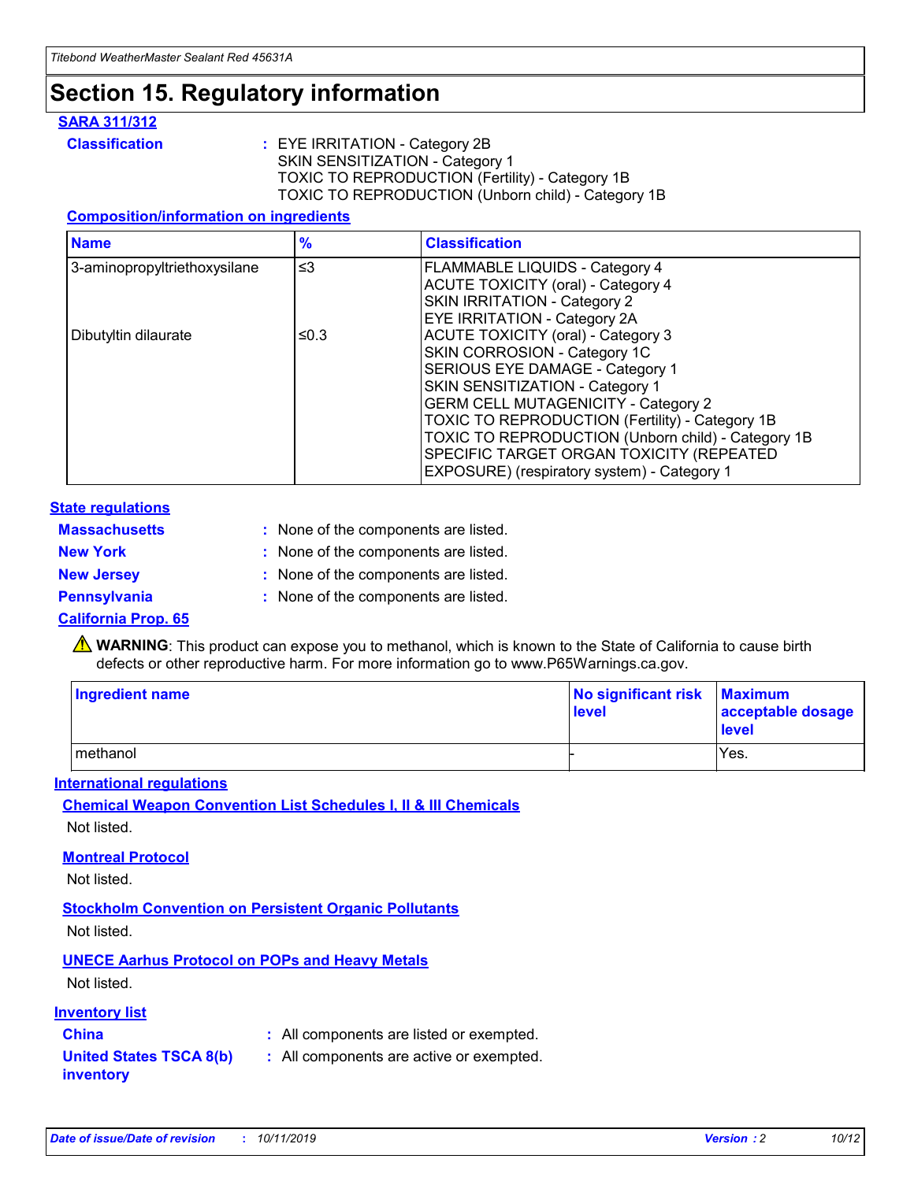# Section 15. Regulatory information

**SARA 311/312**

**Classification** : EYE IRRITATION - Category 2B
SKIN SENSITIZATION - Category 1
TOXIC TO REPRODUCTION (Fertility) - Category 1B
TOXIC TO REPRODUCTION (Unborn child) - Category 1B

**Composition/information on ingredients**

| Name | % | Classification |
|---|---|---|
| 3-aminopropyltriethoxysilane | ≤3 | FLAMMABLE LIQUIDS - Category 4<br>ACUTE TOXICITY (oral) - Category 4<br>SKIN IRRITATION - Category 2<br>EYE IRRITATION - Category 2A |
| Dibutyltin dilaurate | ≤0.3 | ACUTE TOXICITY (oral) - Category 3<br>SKIN CORROSION - Category 1C<br>SERIOUS EYE DAMAGE - Category 1<br>SKIN SENSITIZATION - Category 1<br>GERM CELL MUTAGENICITY - Category 2<br>TOXIC TO REPRODUCTION (Fertility) - Category 1B<br>TOXIC TO REPRODUCTION (Unborn child) - Category 1B<br>SPECIFIC TARGET ORGAN TOXICITY (REPEATED EXPOSURE) (respiratory system) - Category 1 |

**State regulations**

**Massachusetts** : None of the components are listed.

**New York** : None of the components are listed.

**New Jersey** : None of the components are listed.

**Pennsylvania** : None of the components are listed.

**California Prop. 65**

⚠ **WARNING**: This product can expose you to methanol, which is known to the State of California to cause birth defects or other reproductive harm. For more information go to www.P65Warnings.ca.gov.

| Ingredient name | No significant risk level | Maximum acceptable dosage level |
|---|---|---|
| methanol | - | Yes. |

**International regulations**

**Chemical Weapon Convention List Schedules I, II & III Chemicals**

Not listed.

**Montreal Protocol**

Not listed.

**Stockholm Convention on Persistent Organic Pollutants**

Not listed.

**UNECE Aarhus Protocol on POPs and Heavy Metals**

Not listed.

**Inventory list**

**China** : All components are listed or exempted.

**United States TSCA 8(b) inventory** : All components are active or exempted.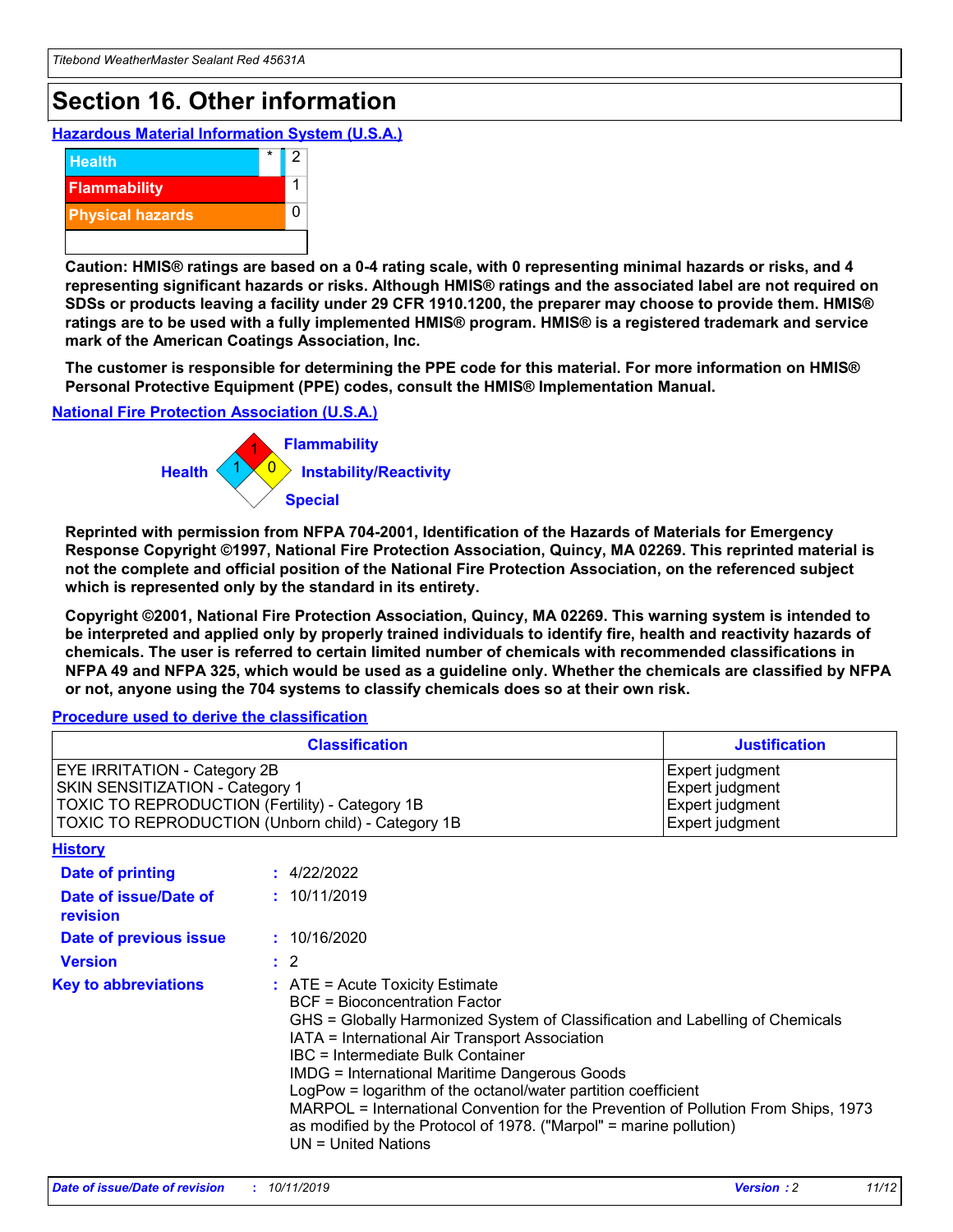# Section 16. Other information

### Hazardous Material Information System (U.S.A.)

| | | |
|---|---|---|
| Health | * | 2 |
| Flammability | | 1 |
| Physical hazards | | 0 |

**Caution: HMIS® ratings are based on a 0-4 rating scale, with 0 representing minimal hazards or risks, and 4 representing significant hazards or risks. Although HMIS® ratings and the associated label are not required on SDSs or products leaving a facility under 29 CFR 1910.1200, the preparer may choose to provide them. HMIS® ratings are to be used with a fully implemented HMIS® program. HMIS® is a registered trademark and service mark of the American Coatings Association, Inc.**

**The customer is responsible for determining the PPE code for this material. For more information on HMIS® Personal Protective Equipment (PPE) codes, consult the HMIS® Implementation Manual.**

### National Fire Protection Association (U.S.A.)

Health: 1
Flammability: 1
Instability/Reactivity: 0
Special:

**Reprinted with permission from NFPA 704-2001, Identification of the Hazards of Materials for Emergency Response Copyright ©1997, National Fire Protection Association, Quincy, MA 02269. This reprinted material is not the complete and official position of the National Fire Protection Association, on the referenced subject which is represented only by the standard in its entirety.**

**Copyright ©2001, National Fire Protection Association, Quincy, MA 02269. This warning system is intended to be interpreted and applied only by properly trained individuals to identify fire, health and reactivity hazards of chemicals. The user is referred to certain limited number of chemicals with recommended classifications in NFPA 49 and NFPA 325, which would be used as a guideline only. Whether the chemicals are classified by NFPA or not, anyone using the 704 systems to classify chemicals does so at their own risk.**

### Procedure used to derive the classification

| Classification | Justification |
|---|---|
| EYE IRRITATION - Category 2B | Expert judgment |
| SKIN SENSITIZATION - Category 1 | Expert judgment |
| TOXIC TO REPRODUCTION (Fertility) - Category 1B | Expert judgment |
| TOXIC TO REPRODUCTION (Unborn child) - Category 1B | Expert judgment |

### History

**Date of printing** : 4/22/2022

**Date of issue/Date of revision** : 10/11/2019

**Date of previous issue** : 10/16/2020

**Version** : 2

**Key to abbreviations** : ATE = Acute Toxicity Estimate
BCF = Bioconcentration Factor
GHS = Globally Harmonized System of Classification and Labelling of Chemicals
IATA = International Air Transport Association
IBC = Intermediate Bulk Container
IMDG = International Maritime Dangerous Goods
LogPow = logarithm of the octanol/water partition coefficient
MARPOL = International Convention for the Prevention of Pollution From Ships, 1973 as modified by the Protocol of 1978. ("Marpol" = marine pollution)
UN = United Nations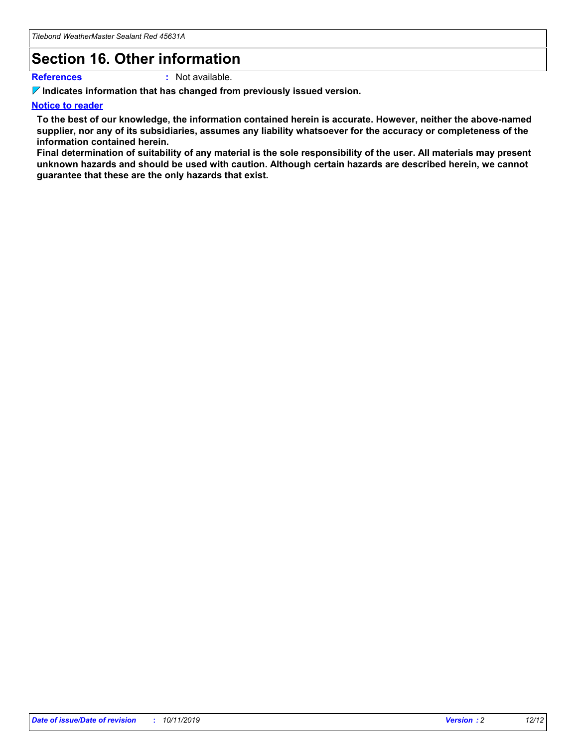# Section 16. Other information

**References** : Not available.

**Indicates information that has changed from previously issued version.**

**Notice to reader**

**To the best of our knowledge, the information contained herein is accurate. However, neither the above-named supplier, nor any of its subsidiaries, assumes any liability whatsoever for the accuracy or completeness of the information contained herein.**

**Final determination of suitability of any material is the sole responsibility of the user. All materials may present unknown hazards and should be used with caution. Although certain hazards are described herein, we cannot guarantee that these are the only hazards that exist.**